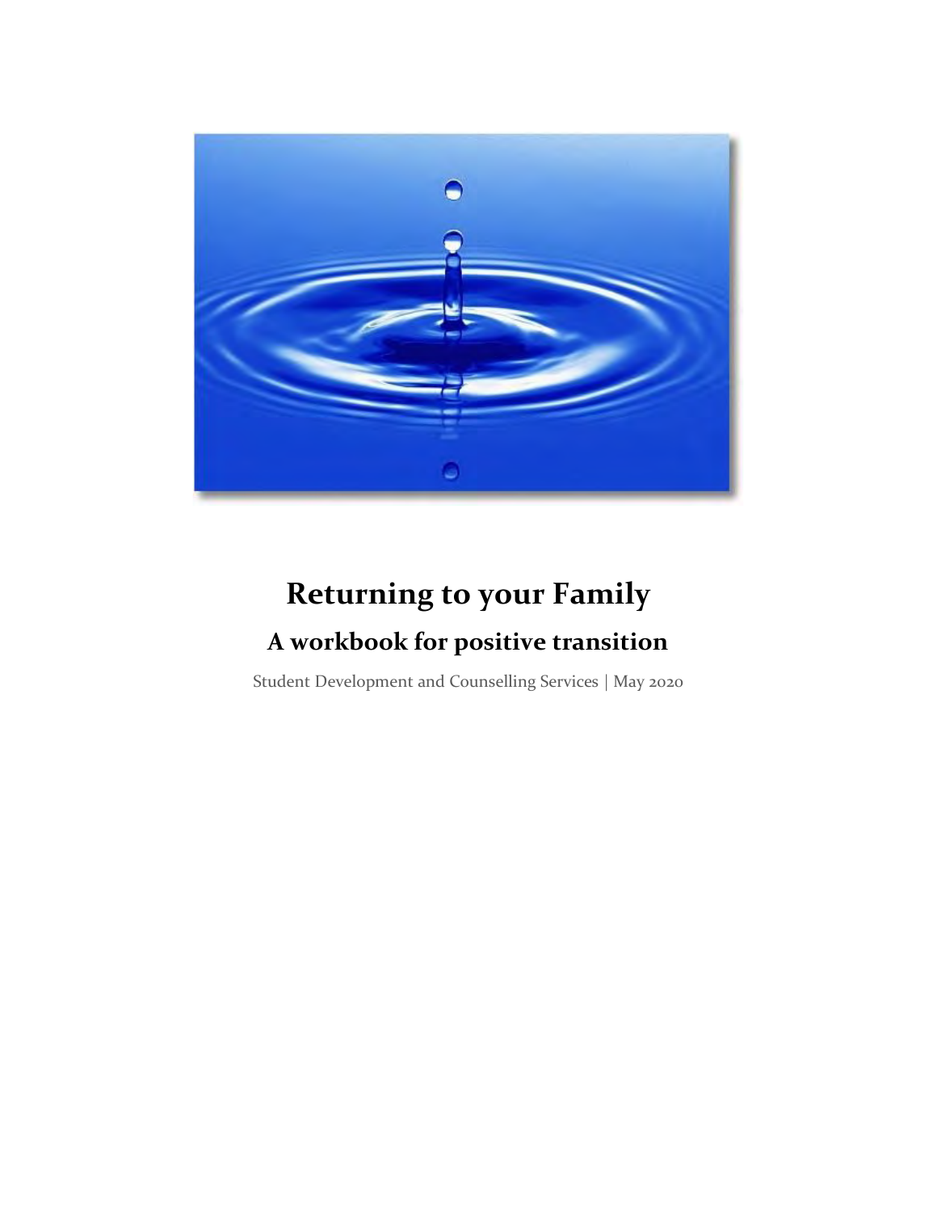# Returning to your Family

## A workbook for positive transition

Student Development and Counselling Services | May 2020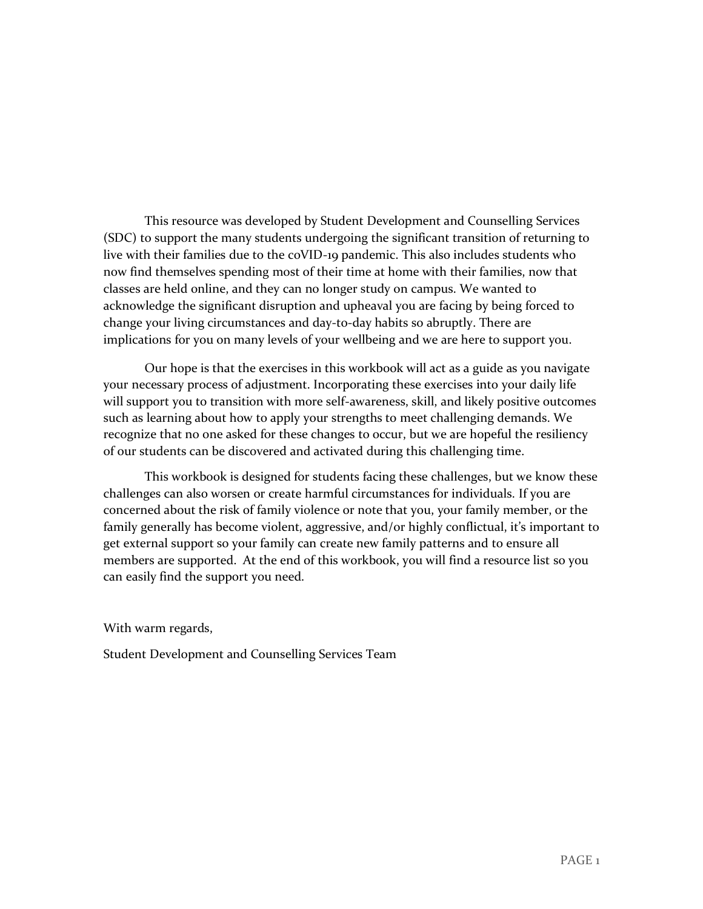This resource was developed by Student Development and Counselling Services (SDC) to support the many students undergoing the significant transition of returning to live with their families due to the coVID-19 pandemic. This also includes students who now find themselves spending most of their time at home with their families, now that classes are held online, and they can no longer study on campus. We wanted to acknowledge the significant disruption and upheaval you are facing by being forced to change your living circumstances and day-to-day habits so abruptly. There are implications for you on many levels of your wellbeing and we are here to support you.

Our hope is that the exercises in this workbook will act as a guide as you navigate your necessary process of adjustment. Incorporating these exercises into your daily life will support you to transition with more self-awareness, skill, and likely positive outcomes such as learning about how to apply your strengths to meet challenging demands. We recognize that no one asked for these changes to occur, but we are hopeful the resiliency of our students can be discovered and activated during this challenging time.

This workbook is designed for students facing these challenges, but we know these challenges can also worsen or create harmful circumstances for individuals. If you are concerned about the risk of family violence or note that you, your family member, or the family generally has become violent, aggressive, and/or highly conflictual, it's important to get external support so your family can create new family patterns and to ensure all members are supported. At the end of this workbook, you will find a resource list so you can easily find the support you need.

With warm regards,

Student Development and Counselling Services Team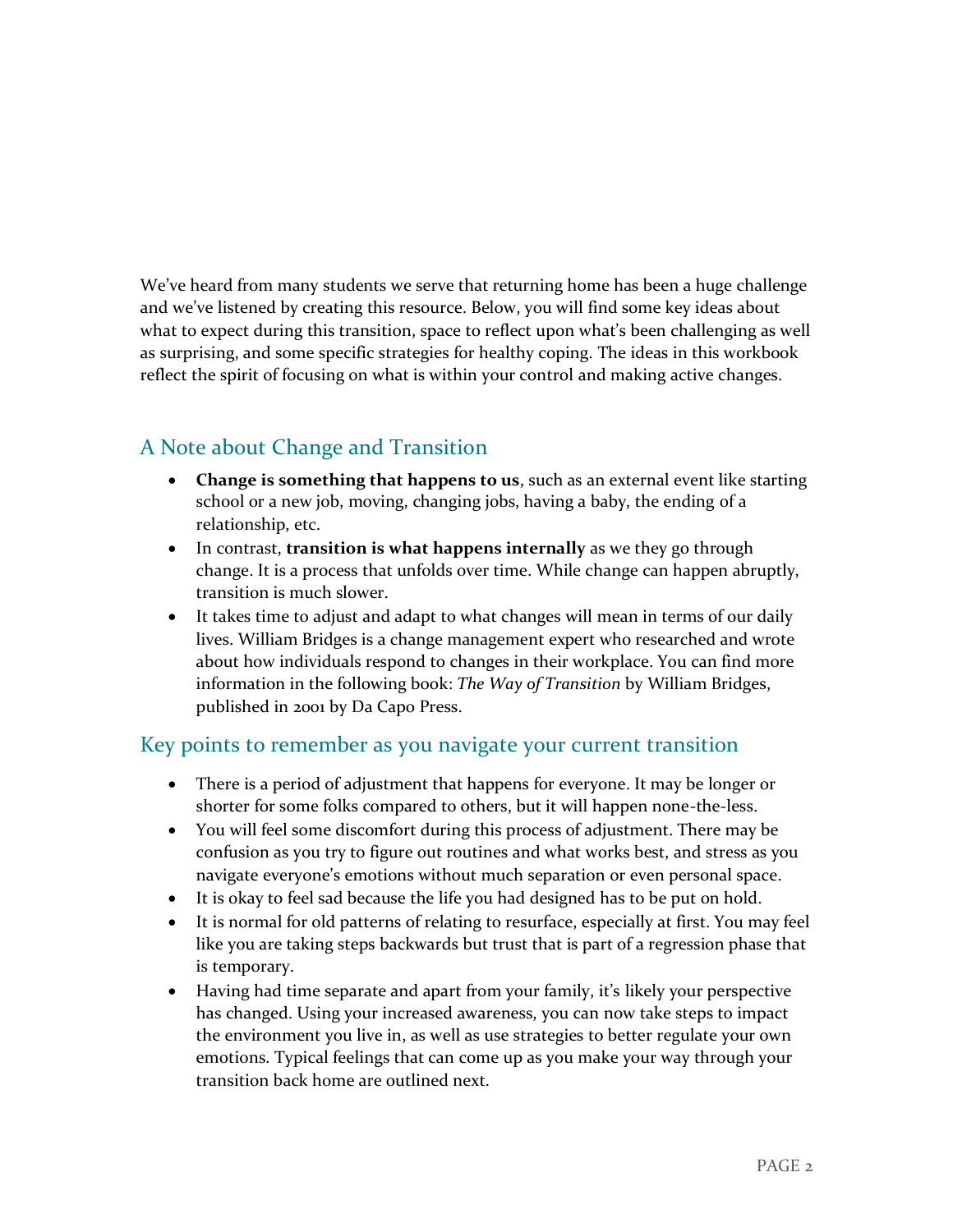We've heard from many students we serve that returning home has been a huge challenge and we've listened by creating this resource. Below, you will find some key ideas about what to expect during this transition, space to reflect upon what's been challenging as well as surprising, and some specific strategies for healthy coping. The ideas in this workbook reflect the spirit of focusing on what is within your control and making active changes.

## A Note about Change and Transition

- **Change is something that happens to us**, such as an external event like starting school or a new job, moving, changing jobs, having a baby, the ending of a relationship, etc.
- In contrast, **transition is what happens internally** as we they go through change. It is a process that unfolds over time. While change can happen abruptly, transition is much slower.
- It takes time to adjust and adapt to what changes will mean in terms of our daily lives. William Bridges is a change management expert who researched and wrote about how individuals respond to changes in their workplace. You can find more information in the following book: *The Way of Transition* by William Bridges, published in 2001 by Da Capo Press.

## Key points to remember as you navigate your current transition

- There is a period of adjustment that happens for everyone. It may be longer or shorter for some folks compared to others, but it will happen none-the-less.
- You will feel some discomfort during this process of adjustment. There may be confusion as you try to figure out routines and what works best, and stress as you navigate everyone's emotions without much separation or even personal space.
- It is okay to feel sad because the life you had designed has to be put on hold.
- It is normal for old patterns of relating to resurface, especially at first. You may feel like you are taking steps backwards but trust that is part of a regression phase that is temporary.
- Having had time separate and apart from your family, it's likely your perspective has changed. Using your increased awareness, you can now take steps to impact the environment you live in, as well as use strategies to better regulate your own emotions. Typical feelings that can come up as you make your way through your transition back home are outlined next.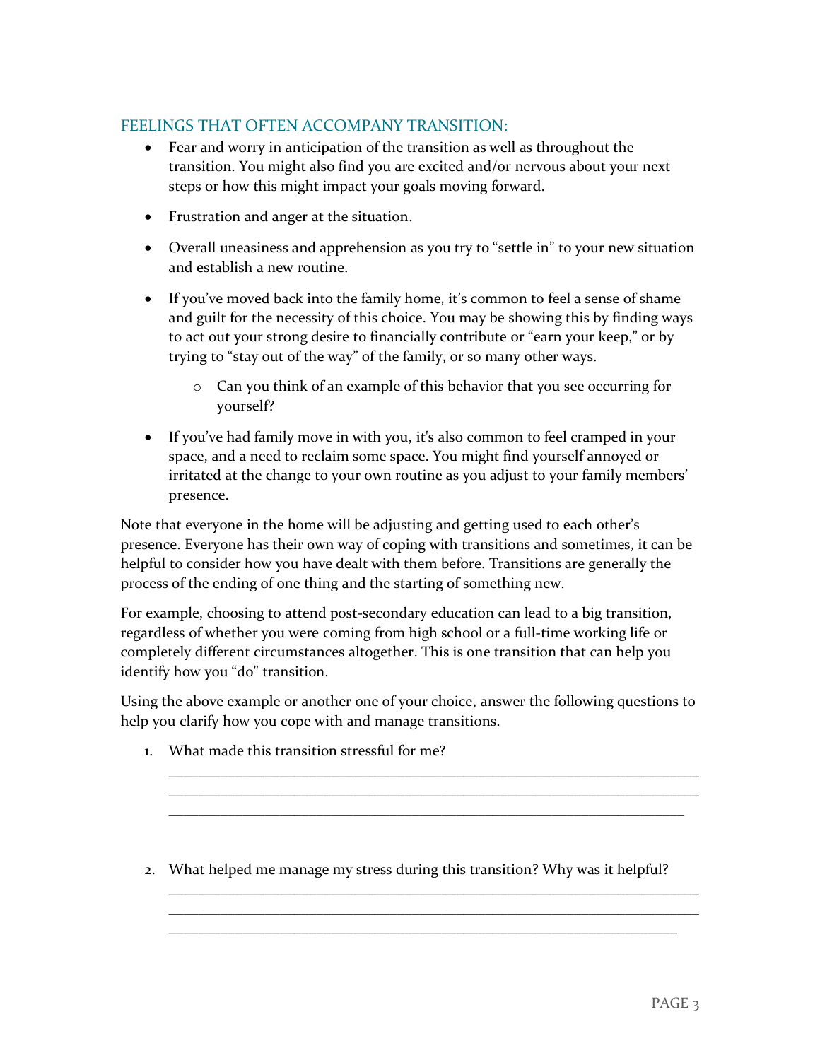## FEELINGS THAT OFTEN ACCOMPANY TRANSITION:

- Fear and worry in anticipation of the transition as well as throughout the transition. You might also find you are excited and/or nervous about your next steps or how this might impact your goals moving forward.
- Frustration and anger at the situation.
- Overall uneasiness and apprehension as you try to "settle in" to your new situation and establish a new routine.
- If you've moved back into the family home, it's common to feel a sense of shame and guilt for the necessity of this choice. You may be showing this by finding ways to act out your strong desire to financially contribute or "earn your keep," or by trying to "stay out of the way" of the family, or so many other ways.
  - Can you think of an example of this behavior that you see occurring for yourself?
- If you've had family move in with you, it's also common to feel cramped in your space, and a need to reclaim some space. You might find yourself annoyed or irritated at the change to your own routine as you adjust to your family members' presence.

Note that everyone in the home will be adjusting and getting used to each other's presence. Everyone has their own way of coping with transitions and sometimes, it can be helpful to consider how you have dealt with them before. Transitions are generally the process of the ending of one thing and the starting of something new.

For example, choosing to attend post-secondary education can lead to a big transition, regardless of whether you were coming from high school or a full-time working life or completely different circumstances altogether. This is one transition that can help you identify how you "do" transition.

Using the above example or another one of your choice, answer the following questions to help you clarify how you cope with and manage transitions.

1. What made this transition stressful for me?

   ______________________________________________________________________
   ______________________________________________________________________
   ______________________________________________________________________

2. What helped me manage my stress during this transition? Why was it helpful?

   ______________________________________________________________________
   ______________________________________________________________________
   ______________________________________________________________________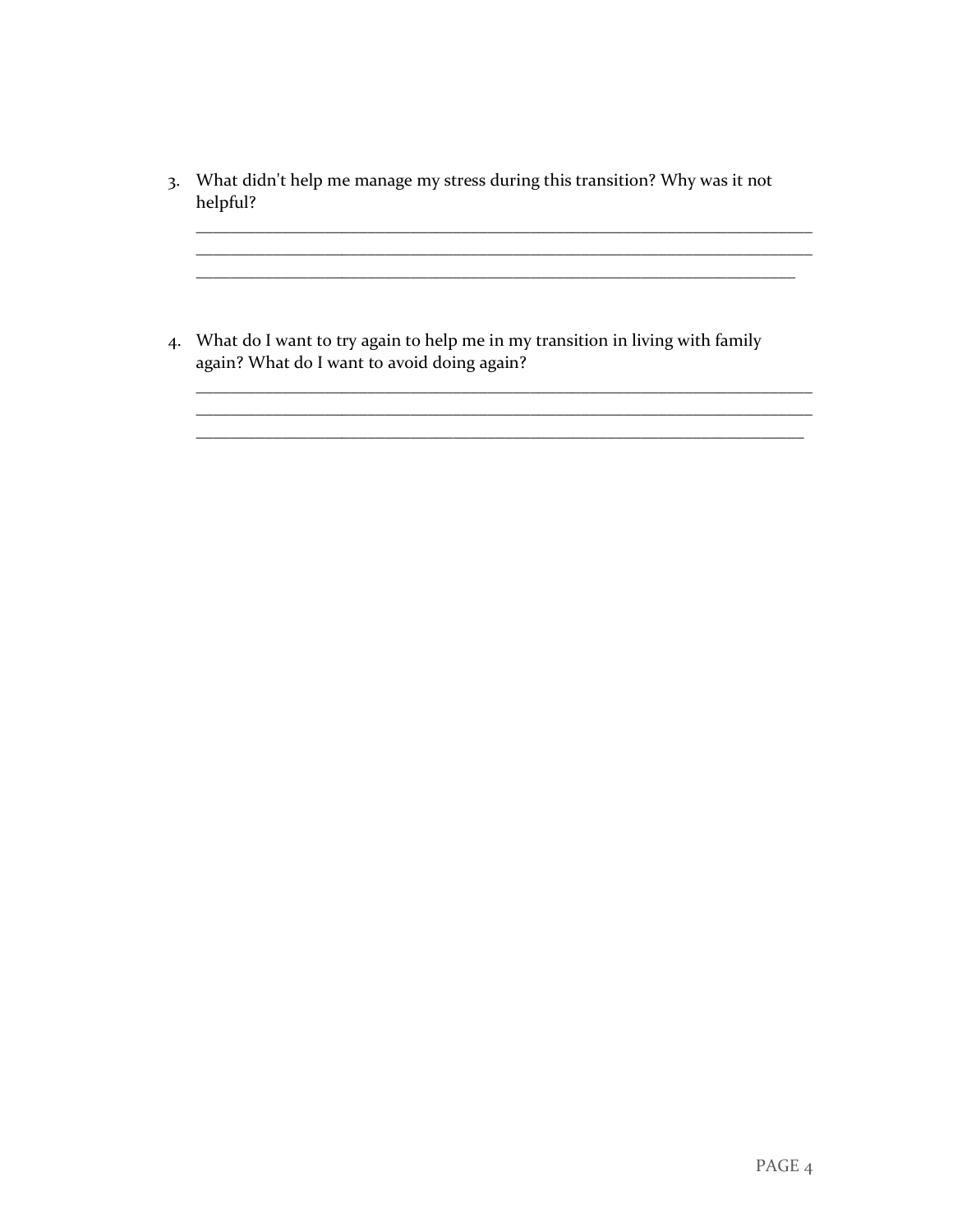3. What didn't help me manage my stress during this transition? Why was it not helpful?

   ______________________________________________________________________________
   ______________________________________________________________________________
   ____________________________________________________________________________

4. What do I want to try again to help me in my transition in living with family again? What do I want to avoid doing again?

   ______________________________________________________________________________
   ______________________________________________________________________________
   _____________________________________________________________________________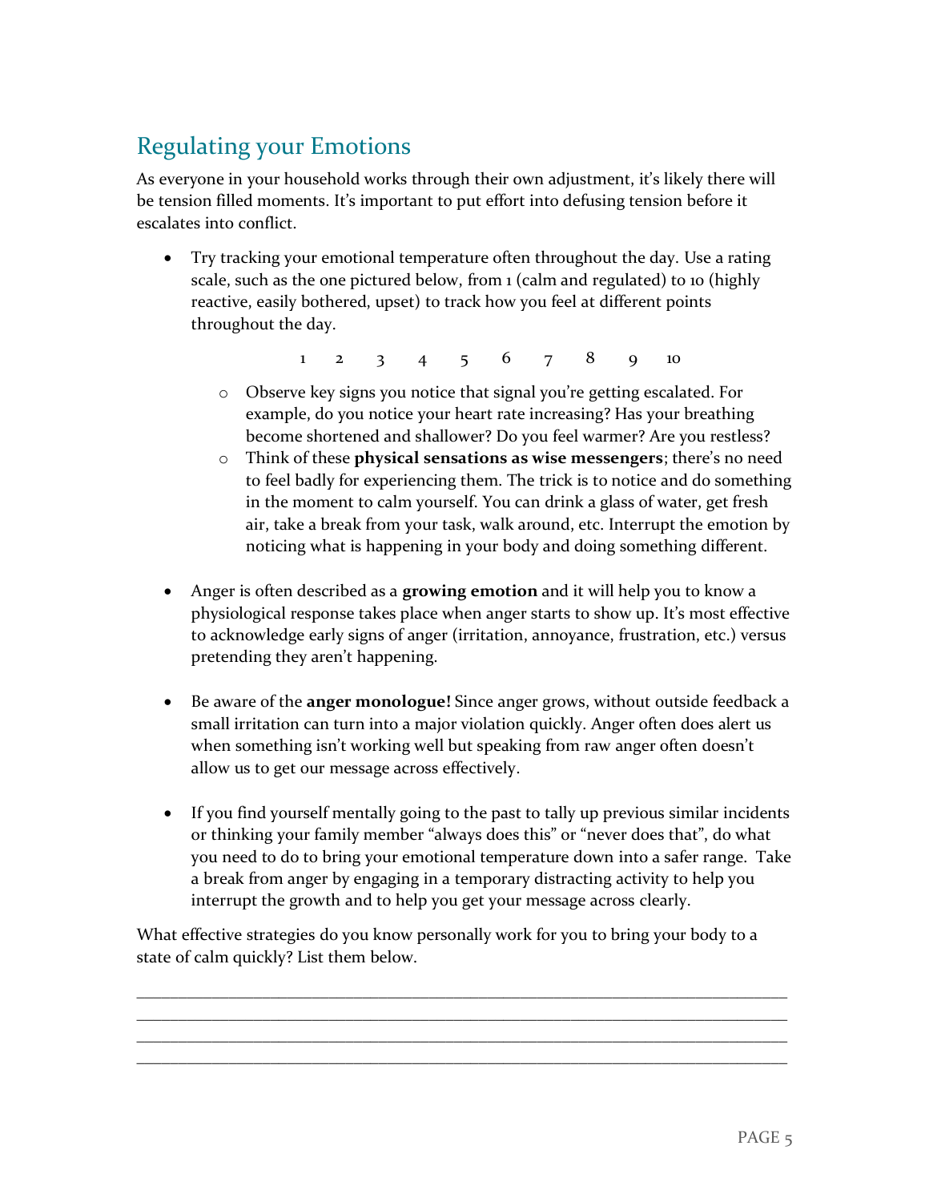## Regulating your Emotions

As everyone in your household works through their own adjustment, it's likely there will be tension filled moments. It's important to put effort into defusing tension before it escalates into conflict.

- Try tracking your emotional temperature often throughout the day. Use a rating scale, such as the one pictured below, from 1 (calm and regulated) to 10 (highly reactive, easily bothered, upset) to track how you feel at different points throughout the day.

  1 2 3 4 5 6 7 8 9 10

  - Observe key signs you notice that signal you're getting escalated. For example, do you notice your heart rate increasing? Has your breathing become shortened and shallower? Do you feel warmer? Are you restless?
  - Think of these **physical sensations as wise messengers**; there's no need to feel badly for experiencing them. The trick is to notice and do something in the moment to calm yourself. You can drink a glass of water, get fresh air, take a break from your task, walk around, etc. Interrupt the emotion by noticing what is happening in your body and doing something different.

- Anger is often described as a **growing emotion** and it will help you to know a physiological response takes place when anger starts to show up. It's most effective to acknowledge early signs of anger (irritation, annoyance, frustration, etc.) versus pretending they aren't happening.

- Be aware of the **anger monologue!** Since anger grows, without outside feedback a small irritation can turn into a major violation quickly. Anger often does alert us when something isn't working well but speaking from raw anger often doesn't allow us to get our message across effectively.

- If you find yourself mentally going to the past to tally up previous similar incidents or thinking your family member "always does this" or "never does that", do what you need to do to bring your emotional temperature down into a safer range. Take a break from anger by engaging in a temporary distracting activity to help you interrupt the growth and to help you get your message across clearly.

What effective strategies do you know personally work for you to bring your body to a state of calm quickly? List them below.

\_\_\_\_\_\_\_\_\_\_\_\_\_\_\_\_\_\_\_\_\_\_\_\_\_\_\_\_\_\_\_\_\_\_\_\_\_\_\_\_\_\_\_\_\_\_\_\_\_\_\_\_\_\_\_\_\_\_\_\_\_\_\_\_\_\_\_\_\_\_
\_\_\_\_\_\_\_\_\_\_\_\_\_\_\_\_\_\_\_\_\_\_\_\_\_\_\_\_\_\_\_\_\_\_\_\_\_\_\_\_\_\_\_\_\_\_\_\_\_\_\_\_\_\_\_\_\_\_\_\_\_\_\_\_\_\_\_\_\_\_
\_\_\_\_\_\_\_\_\_\_\_\_\_\_\_\_\_\_\_\_\_\_\_\_\_\_\_\_\_\_\_\_\_\_\_\_\_\_\_\_\_\_\_\_\_\_\_\_\_\_\_\_\_\_\_\_\_\_\_\_\_\_\_\_\_\_\_\_\_\_
\_\_\_\_\_\_\_\_\_\_\_\_\_\_\_\_\_\_\_\_\_\_\_\_\_\_\_\_\_\_\_\_\_\_\_\_\_\_\_\_\_\_\_\_\_\_\_\_\_\_\_\_\_\_\_\_\_\_\_\_\_\_\_\_\_\_\_\_\_\_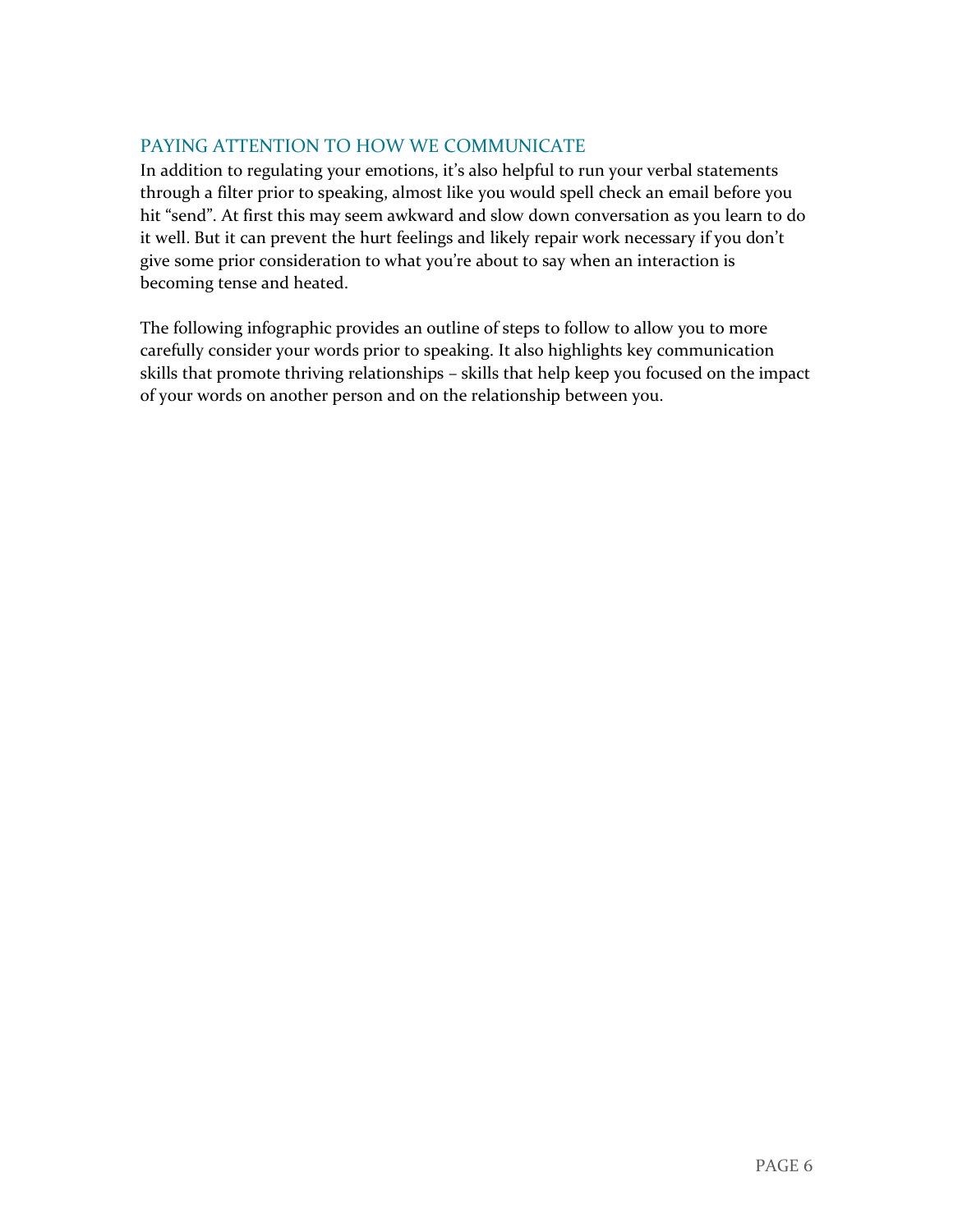## PAYING ATTENTION TO HOW WE COMMUNICATE

In addition to regulating your emotions, it's also helpful to run your verbal statements through a filter prior to speaking, almost like you would spell check an email before you hit "send". At first this may seem awkward and slow down conversation as you learn to do it well. But it can prevent the hurt feelings and likely repair work necessary if you don't give some prior consideration to what you're about to say when an interaction is becoming tense and heated.

The following infographic provides an outline of steps to follow to allow you to more carefully consider your words prior to speaking. It also highlights key communication skills that promote thriving relationships – skills that help keep you focused on the impact of your words on another person and on the relationship between you.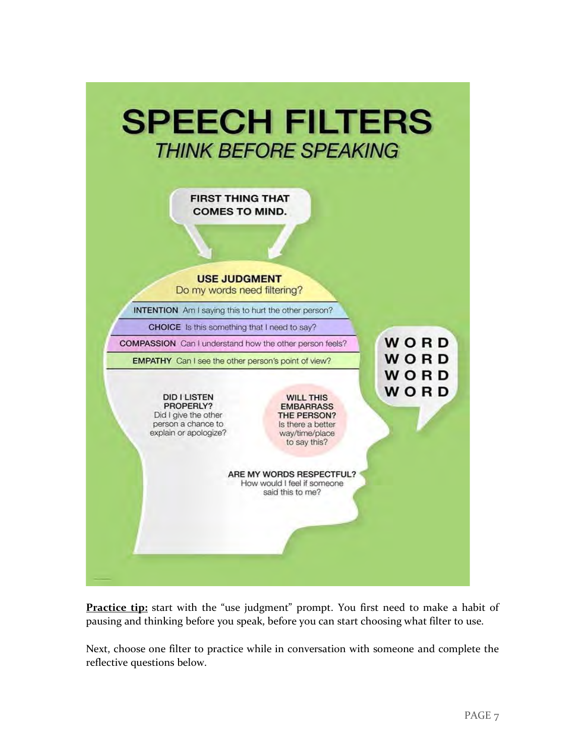# SPEECH FILTERS

*THINK BEFORE SPEAKING*

**FIRST THING THAT COMES TO MIND.**

**USE JUDGMENT**
Do my words need filtering?

**INTENTION** Am I saying this to hurt the other person?

**CHOICE** Is this something that I need to say?

**COMPASSION** Can I understand how the other person feels?

**EMPATHY** Can I see the other person's point of view?

WORD
WORD
WORD
WORD

**DID I LISTEN PROPERLY?**
Did I give the other person a chance to explain or apologize?

**WILL THIS EMBARRASS THE PERSON?**
Is there a better way/time/place to say this?

**ARE MY WORDS RESPECTFUL?**
How would I feel if someone said this to me?

**Practice tip:** start with the "use judgment" prompt. You first need to make a habit of pausing and thinking before you speak, before you can start choosing what filter to use.

Next, choose one filter to practice while in conversation with someone and complete the reflective questions below.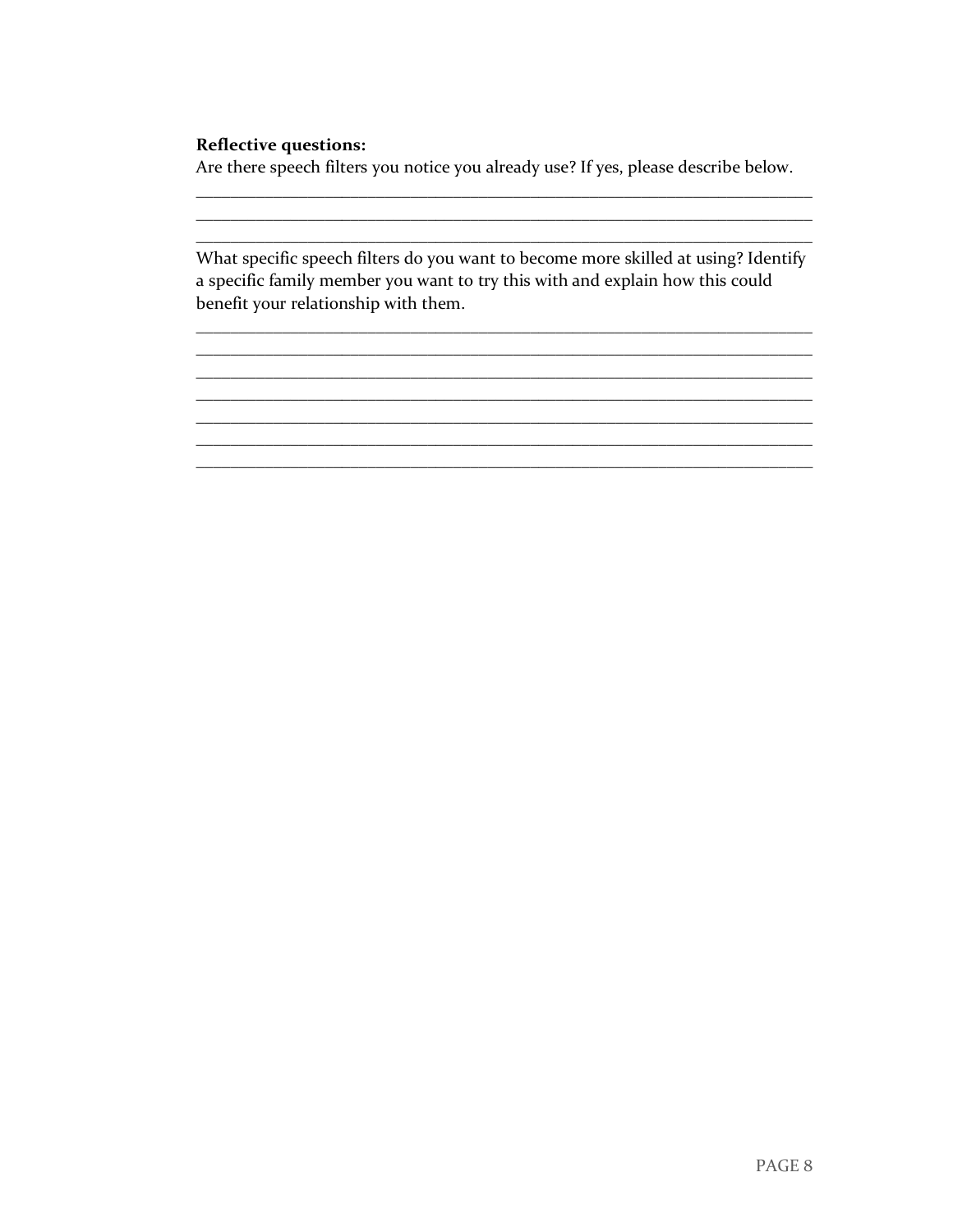**Reflective questions:**

Are there speech filters you notice you already use? If yes, please describe below.

___________________________________________________________________________
___________________________________________________________________________
___________________________________________________________________________

What specific speech filters do you want to become more skilled at using? Identify a specific family member you want to try this with and explain how this could benefit your relationship with them.

___________________________________________________________________________
___________________________________________________________________________
___________________________________________________________________________
___________________________________________________________________________
___________________________________________________________________________
___________________________________________________________________________
___________________________________________________________________________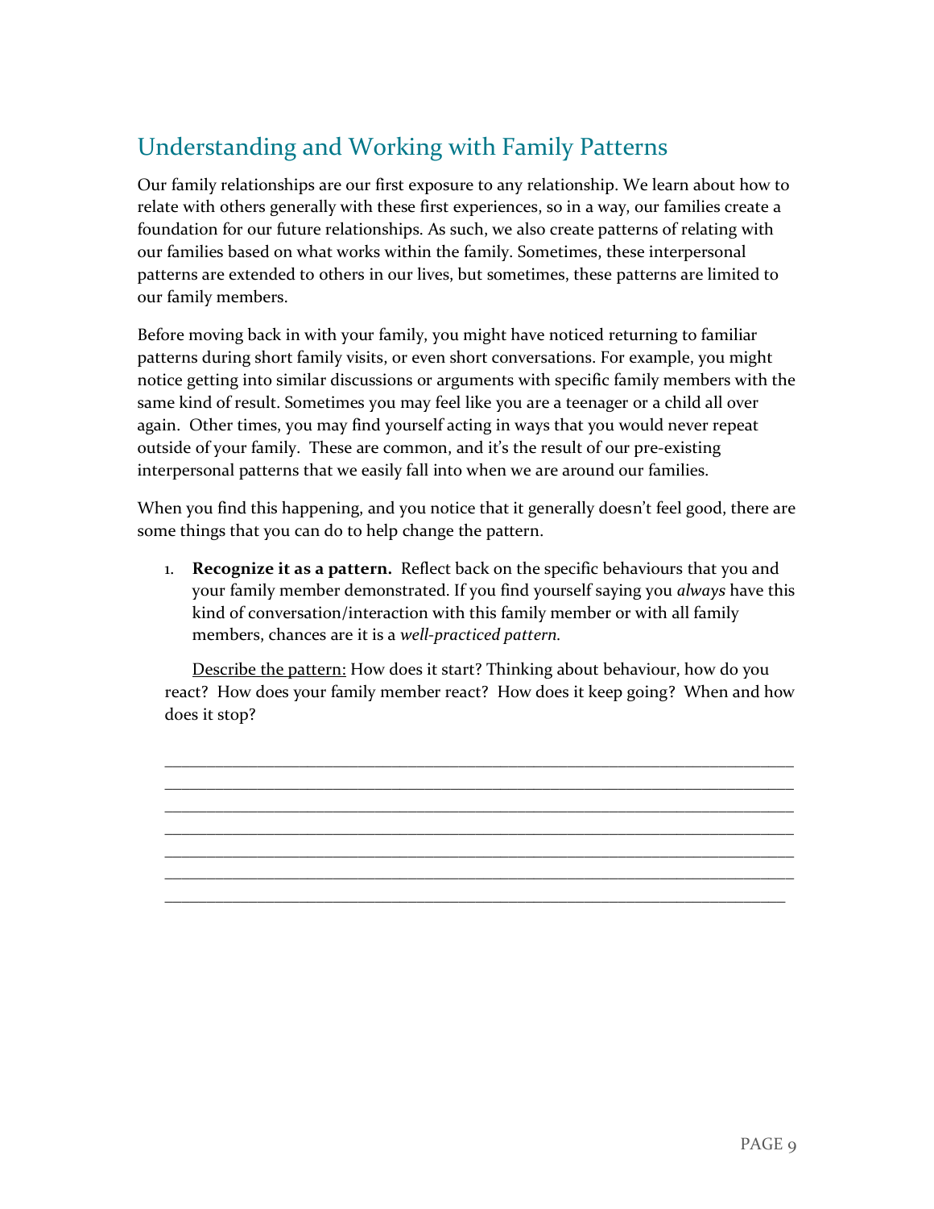## Understanding and Working with Family Patterns

Our family relationships are our first exposure to any relationship. We learn about how to relate with others generally with these first experiences, so in a way, our families create a foundation for our future relationships. As such, we also create patterns of relating with our families based on what works within the family. Sometimes, these interpersonal patterns are extended to others in our lives, but sometimes, these patterns are limited to our family members.

Before moving back in with your family, you might have noticed returning to familiar patterns during short family visits, or even short conversations. For example, you might notice getting into similar discussions or arguments with specific family members with the same kind of result. Sometimes you may feel like you are a teenager or a child all over again. Other times, you may find yourself acting in ways that you would never repeat outside of your family. These are common, and it's the result of our pre-existing interpersonal patterns that we easily fall into when we are around our families.

When you find this happening, and you notice that it generally doesn't feel good, there are some things that you can do to help change the pattern.

1. **Recognize it as a pattern.** Reflect back on the specific behaviours that you and your family member demonstrated. If you find yourself saying you *always* have this kind of conversation/interaction with this family member or with all family members, chances are it is a *well-practiced pattern.*

   <u>Describe the pattern:</u> How does it start? Thinking about behaviour, how do you react? How does your family member react? How does it keep going? When and how does it stop?

   ______________________________________________________________________________
   ______________________________________________________________________________
   ______________________________________________________________________________
   ______________________________________________________________________________
   ______________________________________________________________________________
   ______________________________________________________________________________
   ______________________________________________________________________________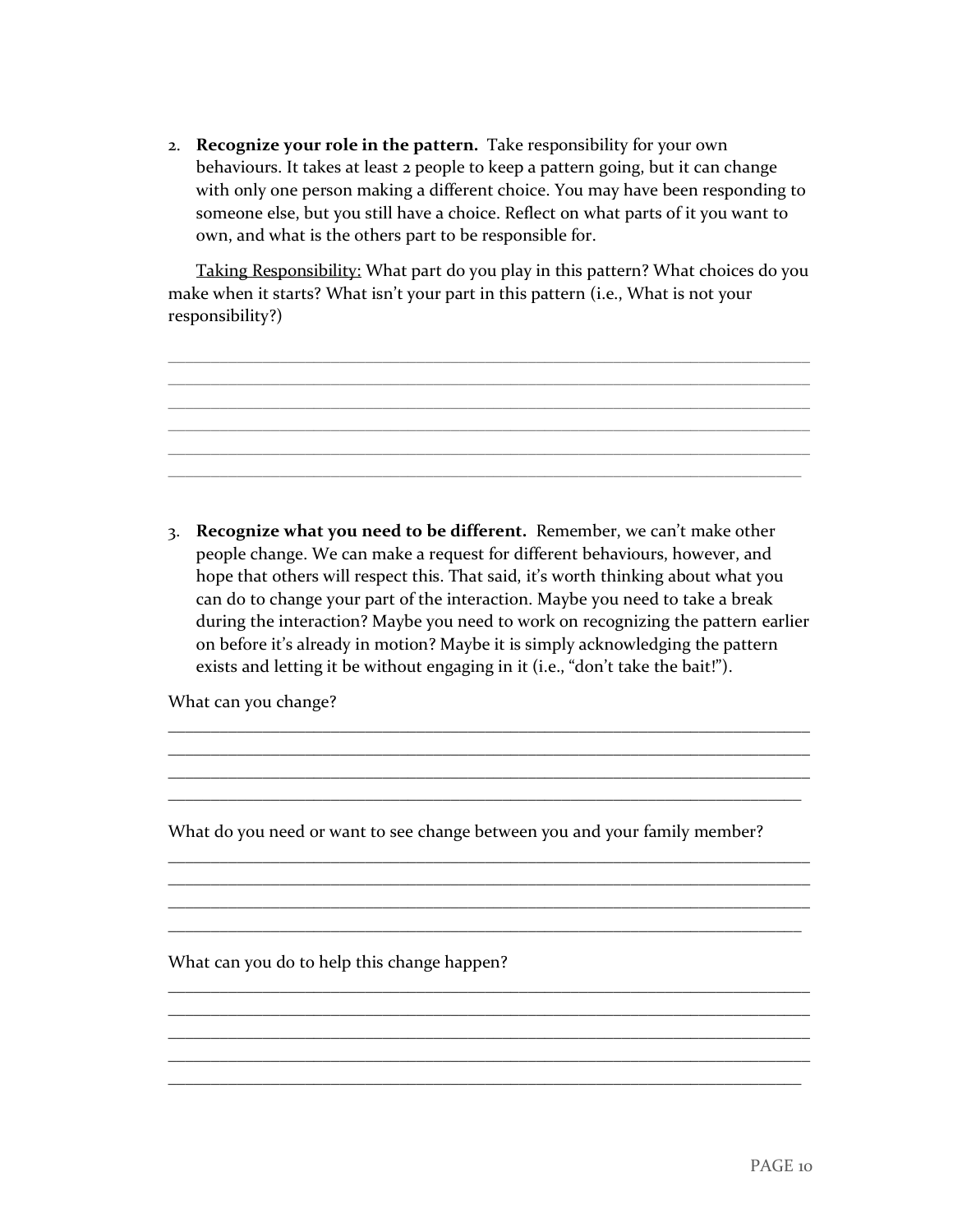2. **Recognize your role in the pattern.** Take responsibility for your own behaviours. It takes at least 2 people to keep a pattern going, but it can change with only one person making a different choice. You may have been responding to someone else, but you still have a choice. Reflect on what parts of it you want to own, and what is the others part to be responsible for.

<u>Taking Responsibility:</u> What part do you play in this pattern? What choices do you make when it starts? What isn't your part in this pattern (i.e., What is not your responsibility?)

______________________________________________________________________________
______________________________________________________________________________
______________________________________________________________________________
______________________________________________________________________________
______________________________________________________________________________
______________________________________________________________________________

3. **Recognize what you need to be different.** Remember, we can't make other people change. We can make a request for different behaviours, however, and hope that others will respect this. That said, it's worth thinking about what you can do to change your part of the interaction. Maybe you need to take a break during the interaction? Maybe you need to work on recognizing the pattern earlier on before it's already in motion? Maybe it is simply acknowledging the pattern exists and letting it be without engaging in it (i.e., "don't take the bait!").

What can you change?

______________________________________________________________________________
______________________________________________________________________________
______________________________________________________________________________
______________________________________________________________________________

What do you need or want to see change between you and your family member?

______________________________________________________________________________
______________________________________________________________________________
______________________________________________________________________________
______________________________________________________________________________

What can you do to help this change happen?

______________________________________________________________________________
______________________________________________________________________________
______________________________________________________________________________
______________________________________________________________________________
______________________________________________________________________________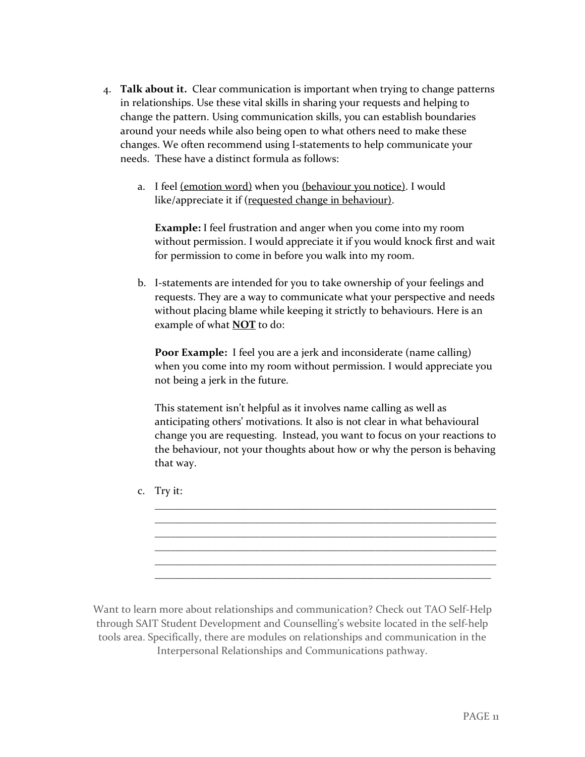4. **Talk about it.** Clear communication is important when trying to change patterns in relationships. Use these vital skills in sharing your requests and helping to change the pattern. Using communication skills, you can establish boundaries around your needs while also being open to what others need to make these changes. We often recommend using I-statements to help communicate your needs. These have a distinct formula as follows:

   a. I feel <u>(emotion word)</u> when you <u>(behaviour you notice)</u>. I would like/appreciate it if (<u>requested change in behaviour)</u>.

      **Example:** I feel frustration and anger when you come into my room without permission. I would appreciate it if you would knock first and wait for permission to come in before you walk into my room.

   b. I-statements are intended for you to take ownership of your feelings and requests. They are a way to communicate what your perspective and needs without placing blame while keeping it strictly to behaviours. Here is an example of what <u>**NOT**</u> to do:

      **Poor Example:** I feel you are a jerk and inconsiderate (name calling) when you come into my room without permission. I would appreciate you not being a jerk in the future.

      This statement isn't helpful as it involves name calling as well as anticipating others' motivations. It also is not clear in what behavioural change you are requesting. Instead, you want to focus on your reactions to the behaviour, not your thoughts about how or why the person is behaving that way.

   c. Try it:

      ______________________________________________________________________
      ______________________________________________________________________
      ______________________________________________________________________
      ______________________________________________________________________
      ______________________________________________________________________
      ______________________________________________________________________

Want to learn more about relationships and communication? Check out TAO Self-Help through SAIT Student Development and Counselling's website located in the self-help tools area. Specifically, there are modules on relationships and communication in the Interpersonal Relationships and Communications pathway.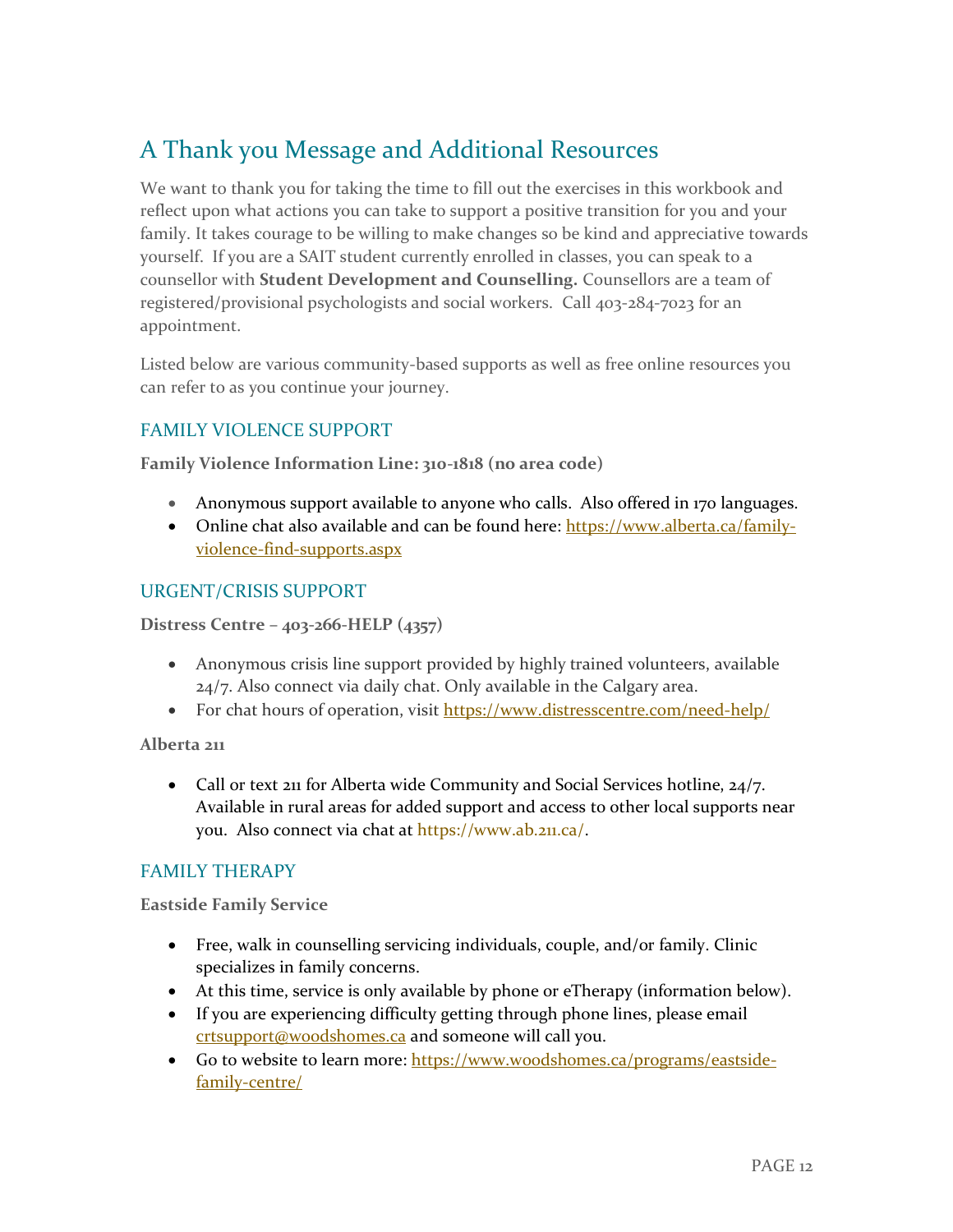# A Thank you Message and Additional Resources

We want to thank you for taking the time to fill out the exercises in this workbook and reflect upon what actions you can take to support a positive transition for you and your family. It takes courage to be willing to make changes so be kind and appreciative towards yourself. If you are a SAIT student currently enrolled in classes, you can speak to a counsellor with **Student Development and Counselling.** Counsellors are a team of registered/provisional psychologists and social workers. Call 403-284-7023 for an appointment.

Listed below are various community-based supports as well as free online resources you can refer to as you continue your journey.

## FAMILY VIOLENCE SUPPORT

**Family Violence Information Line: 310-1818 (no area code)**

- Anonymous support available to anyone who calls. Also offered in 170 languages.
- Online chat also available and can be found here: https://www.alberta.ca/family-violence-find-supports.aspx

## URGENT/CRISIS SUPPORT

**Distress Centre – 403-266-HELP (4357)**

- Anonymous crisis line support provided by highly trained volunteers, available 24/7. Also connect via daily chat. Only available in the Calgary area.
- For chat hours of operation, visit https://www.distresscentre.com/need-help/

**Alberta 211**

- Call or text 211 for Alberta wide Community and Social Services hotline, 24/7. Available in rural areas for added support and access to other local supports near you. Also connect via chat at https://www.ab.211.ca/.

## FAMILY THERAPY

**Eastside Family Service**

- Free, walk in counselling servicing individuals, couple, and/or family. Clinic specializes in family concerns.
- At this time, service is only available by phone or eTherapy (information below).
- If you are experiencing difficulty getting through phone lines, please email crtsupport@woodshomes.ca and someone will call you.
- Go to website to learn more: https://www.woodshomes.ca/programs/eastside-family-centre/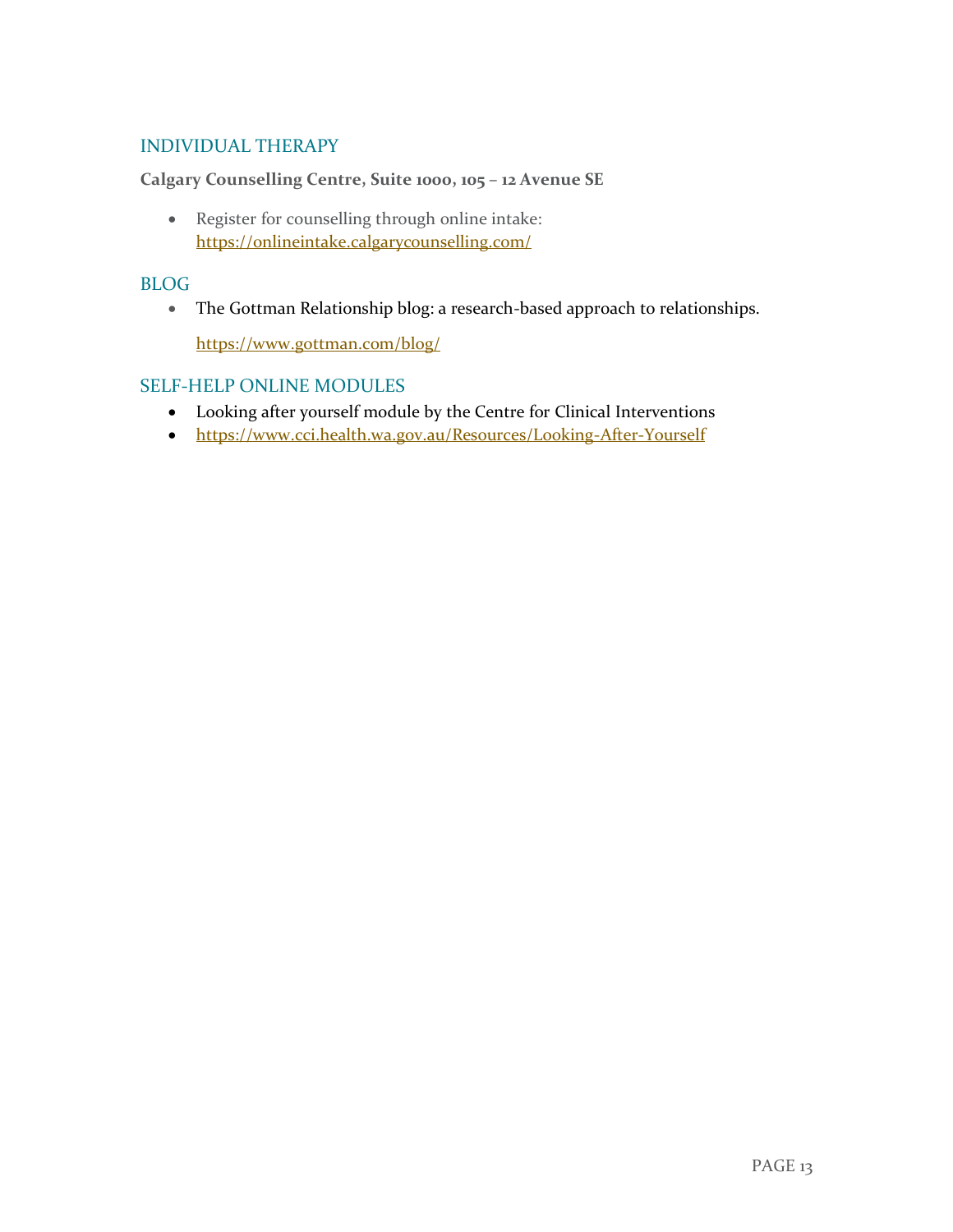## INDIVIDUAL THERAPY

**Calgary Counselling Centre, Suite 1000, 105 – 12 Avenue SE**

- Register for counselling through online intake: https://onlineintake.calgarycounselling.com/

## BLOG

- The Gottman Relationship blog: a research-based approach to relationships.

  https://www.gottman.com/blog/

## SELF-HELP ONLINE MODULES

- Looking after yourself module by the Centre for Clinical Interventions
- https://www.cci.health.wa.gov.au/Resources/Looking-After-Yourself